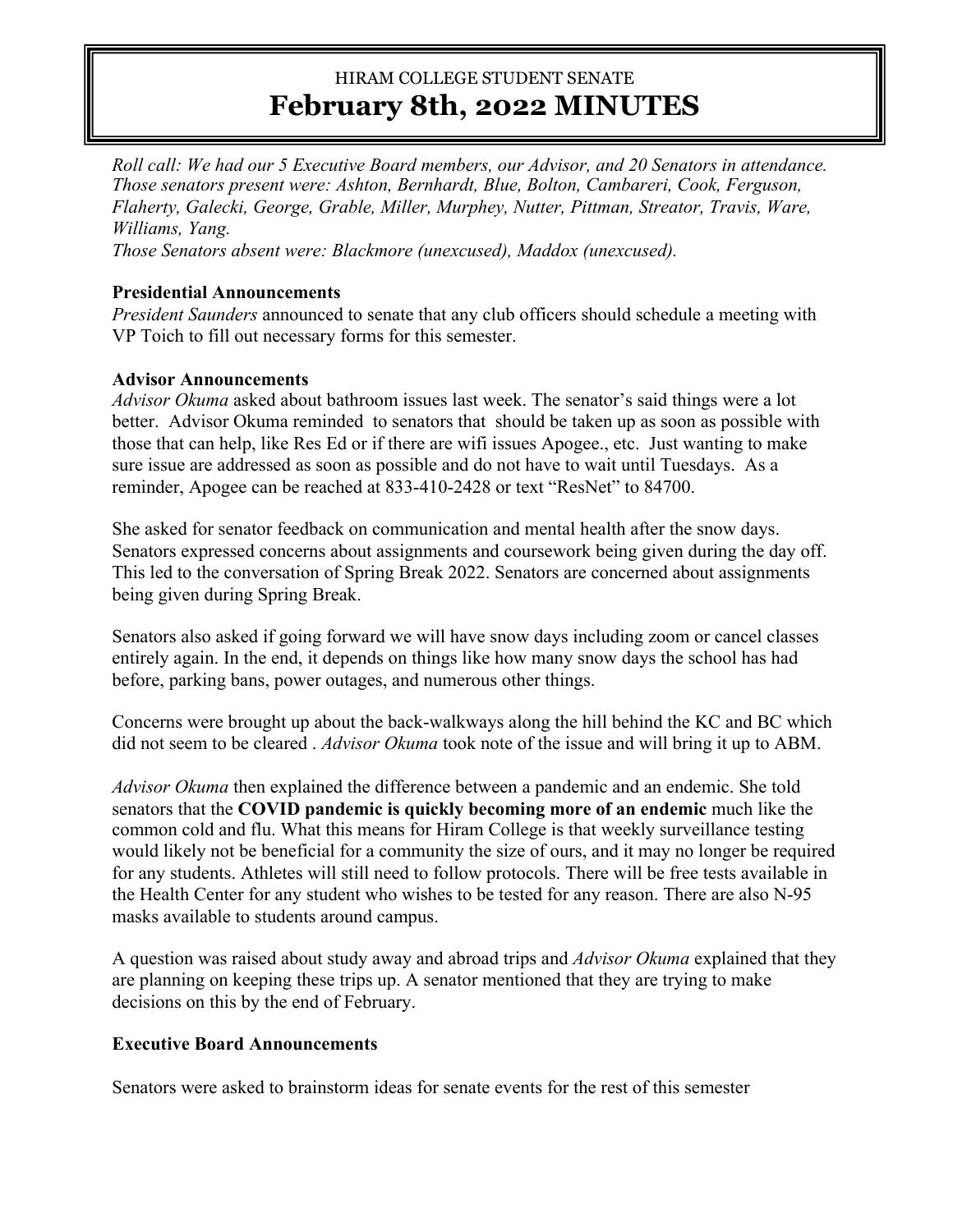HIRAM COLLEGE STUDENT SENATE

# February 8th, 2022 MINUTES

*Roll call: We had our 5 Executive Board members, our Advisor, and 20 Senators in attendance. Those senators present were: Ashton, Bernhardt, Blue, Bolton, Cambareri, Cook, Ferguson, Flaherty, Galecki, George, Grable, Miller, Murphey, Nutter, Pittman, Streator, Travis, Ware, Williams, Yang.*
*Those Senators absent were: Blackmore (unexcused), Maddox (unexcused).*

**Presidential Announcements**

*President Saunders* announced to senate that any club officers should schedule a meeting with VP Toich to fill out necessary forms for this semester.

**Advisor Announcements**

*Advisor Okuma* asked about bathroom issues last week. The senator's said things were a lot better. Advisor Okuma reminded to senators that should be taken up as soon as possible with those that can help, like Res Ed or if there are wifi issues Apogee., etc. Just wanting to make sure issue are addressed as soon as possible and do not have to wait until Tuesdays. As a reminder, Apogee can be reached at 833-410-2428 or text "ResNet" to 84700.

She asked for senator feedback on communication and mental health after the snow days. Senators expressed concerns about assignments and coursework being given during the day off. This led to the conversation of Spring Break 2022. Senators are concerned about assignments being given during Spring Break.

Senators also asked if going forward we will have snow days including zoom or cancel classes entirely again. In the end, it depends on things like how many snow days the school has had before, parking bans, power outages, and numerous other things.

Concerns were brought up about the back-walkways along the hill behind the KC and BC which did not seem to be cleared . *Advisor Okuma* took note of the issue and will bring it up to ABM.

*Advisor Okuma* then explained the difference between a pandemic and an endemic. She told senators that the **COVID pandemic is quickly becoming more of an endemic** much like the common cold and flu. What this means for Hiram College is that weekly surveillance testing would likely not be beneficial for a community the size of ours, and it may no longer be required for any students. Athletes will still need to follow protocols. There will be free tests available in the Health Center for any student who wishes to be tested for any reason. There are also N-95 masks available to students around campus.

A question was raised about study away and abroad trips and *Advisor Okuma* explained that they are planning on keeping these trips up. A senator mentioned that they are trying to make decisions on this by the end of February.

**Executive Board Announcements**

Senators were asked to brainstorm ideas for senate events for the rest of this semester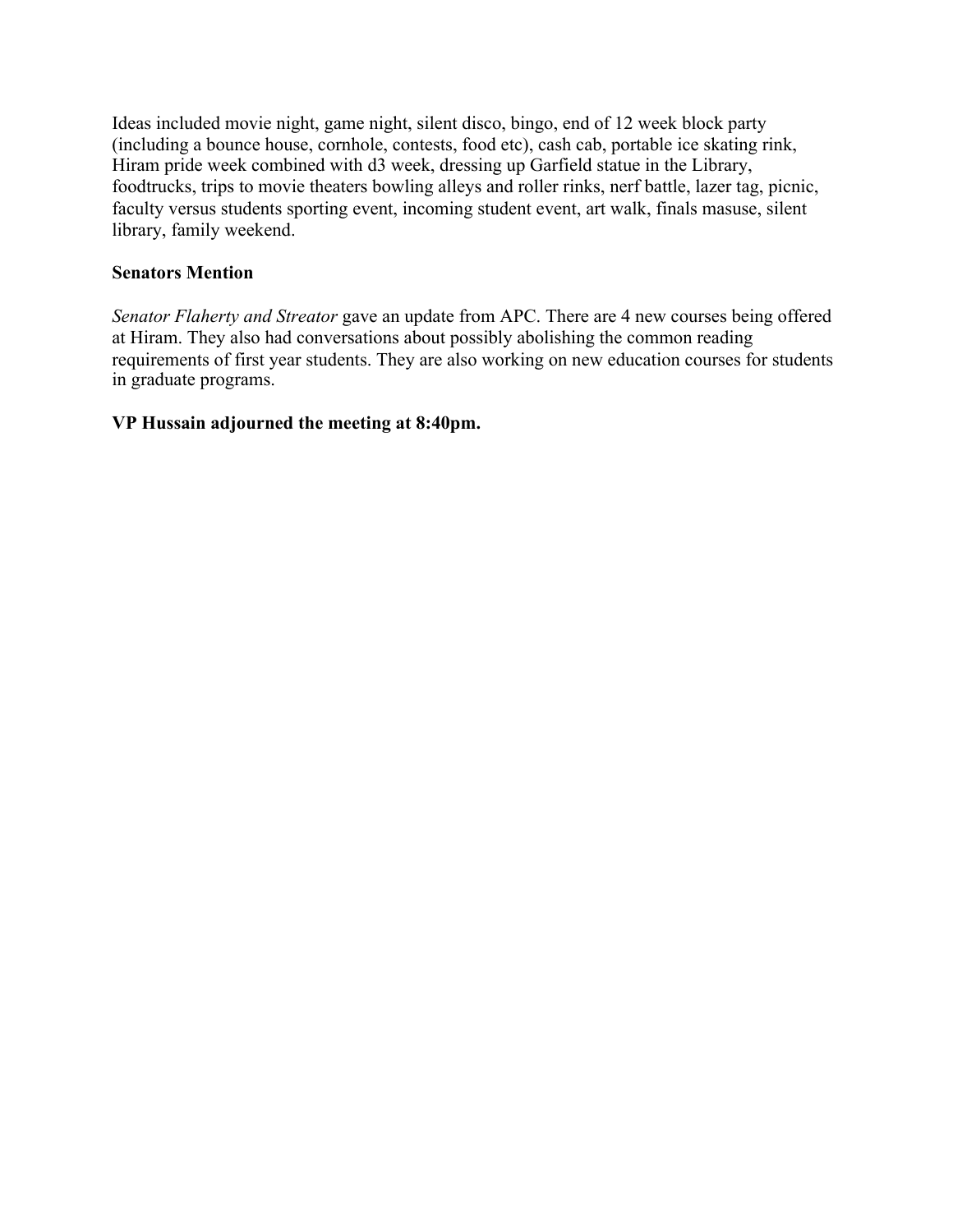Ideas included movie night, game night, silent disco, bingo, end of 12 week block party (including a bounce house, cornhole, contests, food etc), cash cab, portable ice skating rink, Hiram pride week combined with d3 week, dressing up Garfield statue in the Library, foodtrucks, trips to movie theaters bowling alleys and roller rinks, nerf battle, lazer tag, picnic, faculty versus students sporting event, incoming student event, art walk, finals masuse, silent library, family weekend.

**Senators Mention**

*Senator Flaherty and Streator* gave an update from APC. There are 4 new courses being offered at Hiram. They also had conversations about possibly abolishing the common reading requirements of first year students. They are also working on new education courses for students in graduate programs.

**VP Hussain adjourned the meeting at 8:40pm.**